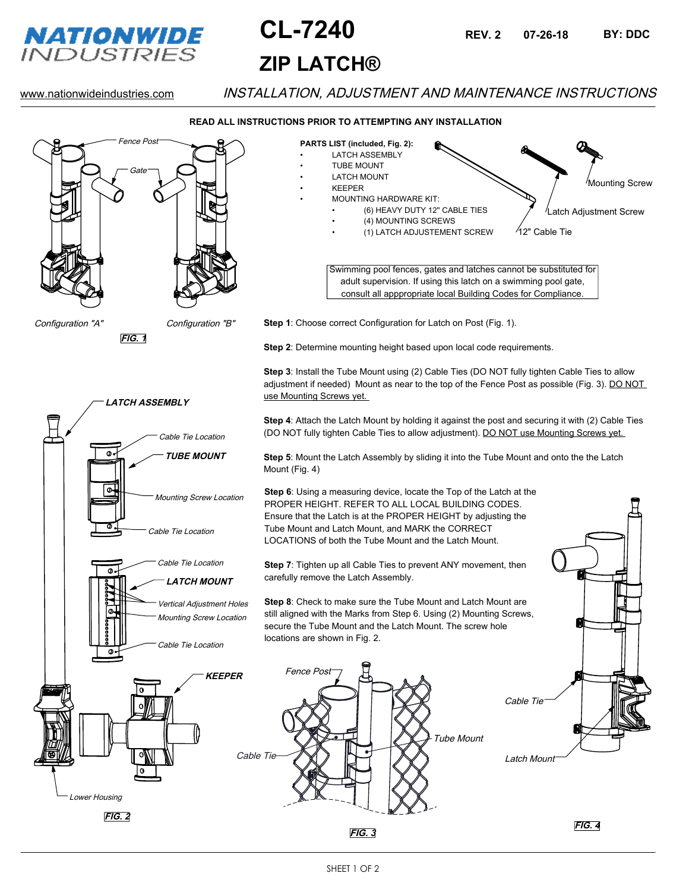# NATIONWIDE INDUSTRIES

# CL-7240

# ZIP LATCH®

REV. 2 07-26-18 BY: DDC

www.nationwideindustries.com

*INSTALLATION, ADJUSTMENT AND MAINTENANCE INSTRUCTIONS*

**READ ALL INSTRUCTIONS PRIOR TO ATTEMPTING ANY INSTALLATION**

*Fence Post* *Gate*

*Configuration "A"* *Configuration "B"*

***FIG. 1***

**PARTS LIST (included, Fig. 2):**

- LATCH ASSEMBLY
- TUBE MOUNT
- LATCH MOUNT
- KEEPER
- MOUNTING HARDWARE KIT:
  - (6) HEAVY DUTY 12" CABLE TIES
  - (4) MOUNTING SCREWS
  - (1) LATCH ADJUSTEMENT SCREW

Mounting Screw

Latch Adjustment Screw

12" Cable Tie

Swimming pool fences, gates and latches cannot be substituted for adult supervision. If using this latch on a swimming pool gate, consult all apppropriate local Building Codes for Compliance.

**Step 1**: Choose correct Configuration for Latch on Post (Fig. 1).

**Step 2**: Determine mounting height based upon local code requirements.

**Step 3**: Install the Tube Mount using (2) Cable Ties (DO NOT fully tighten Cable Ties to allow adjustment if needed) Mount as near to the top of the Fence Post as possible (Fig. 3). DO NOT use Mounting Screws yet.

**Step 4**: Attach the Latch Mount by holding it against the post and securing it with (2) Cable Ties (DO NOT fully tighten Cable Ties to allow adjustment). DO NOT use Mounting Screws yet.

**Step 5**: Mount the Latch Assembly by sliding it into the Tube Mount and onto the the Latch Mount (Fig. 4)

**Step 6**: Using a measuring device, locate the Top of the Latch at the PROPER HEIGHT. REFER TO ALL LOCAL BUILDING CODES. Ensure that the Latch is at the PROPER HEIGHT by adjusting the Tube Mount and Latch Mount, and MARK the CORRECT LOCATIONS of both the Tube Mount and the Latch Mount.

**Step 7**: Tighten up all Cable Ties to prevent ANY movement, then carefully remove the Latch Assembly.

**Step 8**: Check to make sure the Tube Mount and Latch Mount are still aligned with the Marks from Step 6. Using (2) Mounting Screws, secure the Tube Mount and the Latch Mount. The screw hole locations are shown in Fig. 2.

***LATCH ASSEMBLY***

*Cable Tie Location*

***TUBE MOUNT***

*Mounting Screw Location*

*Cable Tie Location*

*Cable Tie Location*

***LATCH MOUNT***

*Vertical Adjustment Holes*

*Mounting Screw Location*

*Cable Tie Location*

***KEEPER***

*Lower Housing*

***FIG. 2***

*Fence Post*

*Tube Mount*

*Cable Tie*

***FIG. 3***

*Cable Tie*

*Latch Mount*

***FIG. 4***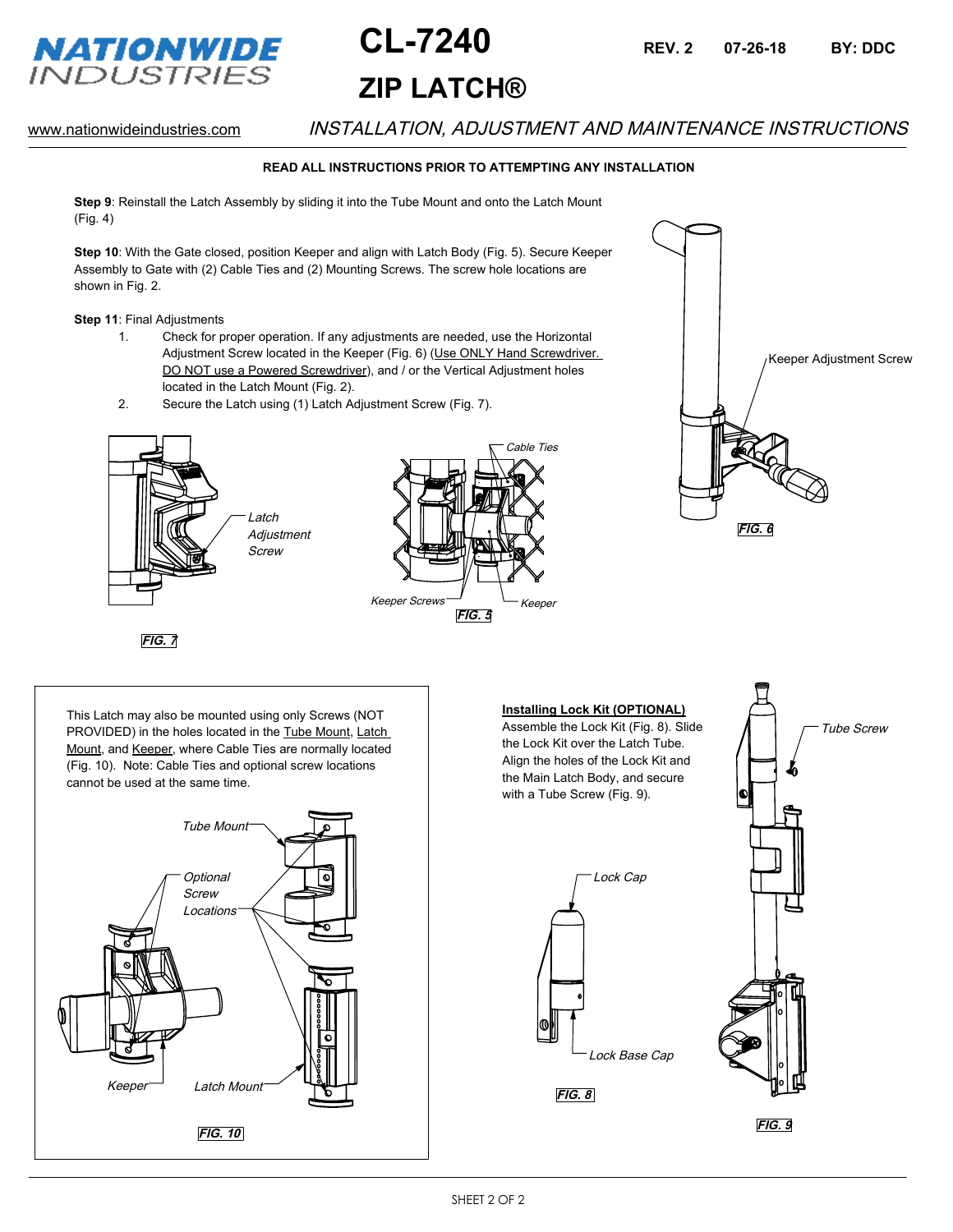# CL-7240

## ZIP LATCH®

REV. 2 07-26-18 BY: DDC

www.nationwideindustries.com

*INSTALLATION, ADJUSTMENT AND MAINTENANCE INSTRUCTIONS*

**READ ALL INSTRUCTIONS PRIOR TO ATTEMPTING ANY INSTALLATION**

**Step 9**: Reinstall the Latch Assembly by sliding it into the Tube Mount and onto the Latch Mount (Fig. 4)

**Step 10**: With the Gate closed, position Keeper and align with Latch Body (Fig. 5). Secure Keeper Assembly to Gate with (2) Cable Ties and (2) Mounting Screws. The screw hole locations are shown in Fig. 2.

**Step 11**: Final Adjustments

1. Check for proper operation. If any adjustments are needed, use the Horizontal Adjustment Screw located in the Keeper (Fig. 6) (Use ONLY Hand Screwdriver. DO NOT use a Powered Screwdriver), and / or the Vertical Adjustment holes located in the Latch Mount (Fig. 2).
2. Secure the Latch using (1) Latch Adjustment Screw (Fig. 7).

*Latch Adjustment Screw*

***FIG. 7***

*Cable Ties*

*Keeper Screws*

*Keeper*

***FIG. 5***

Keeper Adjustment Screw

***FIG. 6***

This Latch may also be mounted using only Screws (NOT PROVIDED) in the holes located in the Tube Mount, Latch Mount, and Keeper, where Cable Ties are normally located (Fig. 10). Note: Cable Ties and optional screw locations cannot be used at the same time.

*Tube Mount*

*Optional Screw Locations*

*Keeper*

*Latch Mount*

***FIG. 10***

**Installing Lock Kit (OPTIONAL)**

Assemble the Lock Kit (Fig. 8). Slide the Lock Kit over the Latch Tube. Align the holes of the Lock Kit and the Main Latch Body, and secure with a Tube Screw (Fig. 9).

*Lock Cap*

*Lock Base Cap*

***FIG. 8***

*Tube Screw*

***FIG. 9***